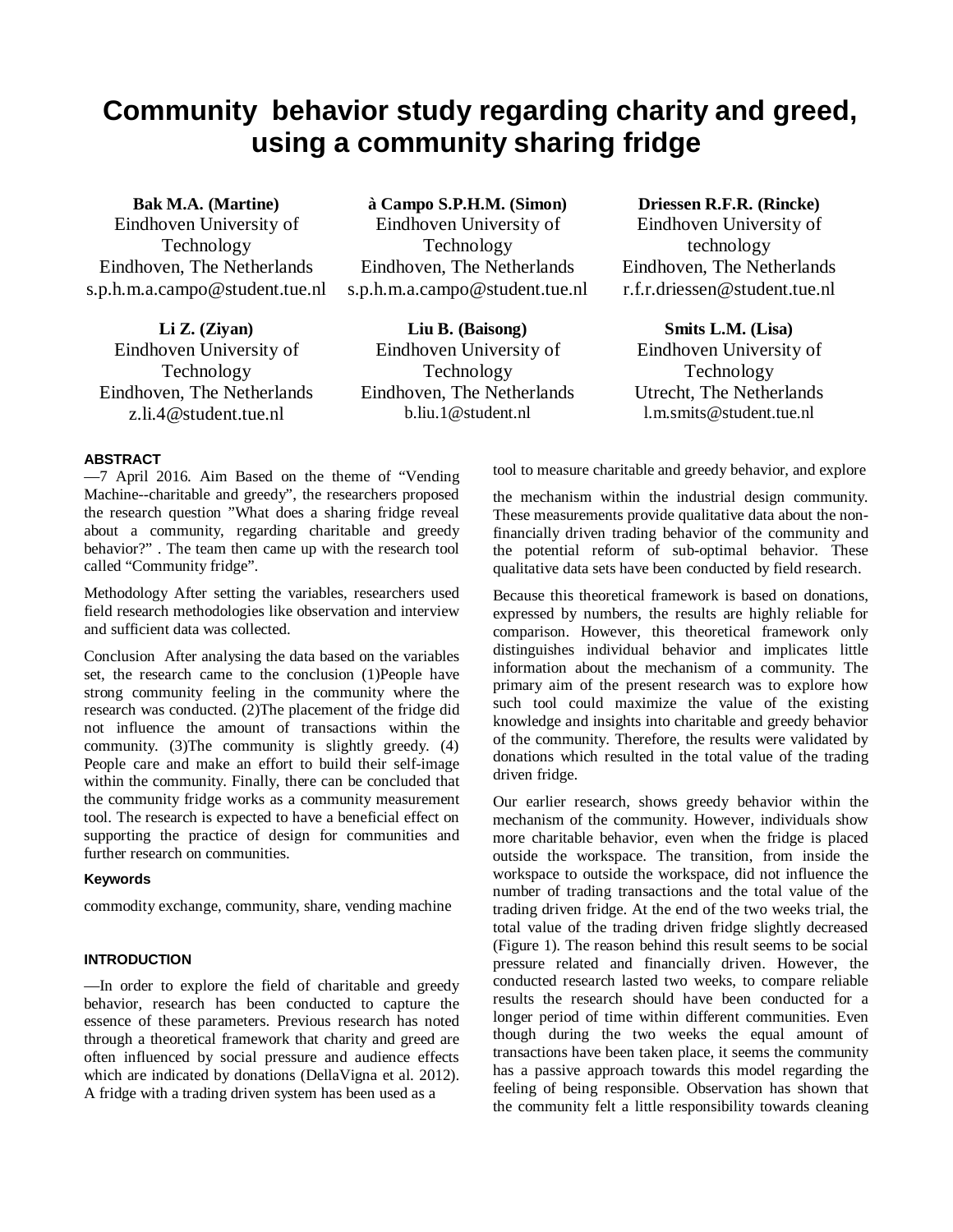# Community behavior study regarding charity and greed, using a community sharing fridge

**Bak M.A. (Martine)**
Eindhoven University of Technology
Eindhoven, The Netherlands
s.p.h.m.a.campo@student.tue.nl

**à Campo S.P.H.M. (Simon)**
Eindhoven University of Technology
Eindhoven, The Netherlands
s.p.h.m.a.campo@student.tue.nl

**Driessen R.F.R. (Rincke)**
Eindhoven University of technology
Eindhoven, The Netherlands
r.f.r.driessen@student.tue.nl

**Li Z. (Ziyan)**
Eindhoven University of Technology
Eindhoven, The Netherlands
z.li.4@student.tue.nl

**Liu B. (Baisong)**
Eindhoven University of Technology
Eindhoven, The Netherlands
b.liu.1@student.nl

**Smits L.M. (Lisa)**
Eindhoven University of Technology
Utrecht, The Netherlands
l.m.smits@student.tue.nl

## ABSTRACT

—7 April 2016. Aim Based on the theme of “Vending Machine--charitable and greedy”, the researchers proposed the research question ”What does a sharing fridge reveal about a community, regarding charitable and greedy behavior?” . The team then came up with the research tool called “Community fridge”.

Methodology After setting the variables, researchers used field research methodologies like observation and interview and sufficient data was collected.

Conclusion After analysing the data based on the variables set, the research came to the conclusion (1)People have strong community feeling in the community where the research was conducted. (2)The placement of the fridge did not influence the amount of transactions within the community. (3)The community is slightly greedy. (4) People care and make an effort to build their self-image within the community. Finally, there can be concluded that the community fridge works as a community measurement tool. The research is expected to have a beneficial effect on supporting the practice of design for communities and further research on communities.

### Keywords

commodity exchange, community, share, vending machine

## INTRODUCTION

—In order to explore the field of charitable and greedy behavior, research has been conducted to capture the essence of these parameters. Previous research has noted through a theoretical framework that charity and greed are often influenced by social pressure and audience effects which are indicated by donations (DellaVigna et al. 2012). A fridge with a trading driven system has been used as a tool to measure charitable and greedy behavior, and explore

the mechanism within the industrial design community. These measurements provide qualitative data about the non-financially driven trading behavior of the community and the potential reform of sub-optimal behavior. These qualitative data sets have been conducted by field research.

Because this theoretical framework is based on donations, expressed by numbers, the results are highly reliable for comparison. However, this theoretical framework only distinguishes individual behavior and implicates little information about the mechanism of a community. The primary aim of the present research was to explore how such tool could maximize the value of the existing knowledge and insights into charitable and greedy behavior of the community. Therefore, the results were validated by donations which resulted in the total value of the trading driven fridge.

Our earlier research, shows greedy behavior within the mechanism of the community. However, individuals show more charitable behavior, even when the fridge is placed outside the workspace. The transition, from inside the workspace to outside the workspace, did not influence the number of trading transactions and the total value of the trading driven fridge. At the end of the two weeks trial, the total value of the trading driven fridge slightly decreased (Figure 1). The reason behind this result seems to be social pressure related and financially driven. However, the conducted research lasted two weeks, to compare reliable results the research should have been conducted for a longer period of time within different communities. Even though during the two weeks the equal amount of transactions have been taken place, it seems the community has a passive approach towards this model regarding the feeling of being responsible. Observation has shown that the community felt a little responsibility towards cleaning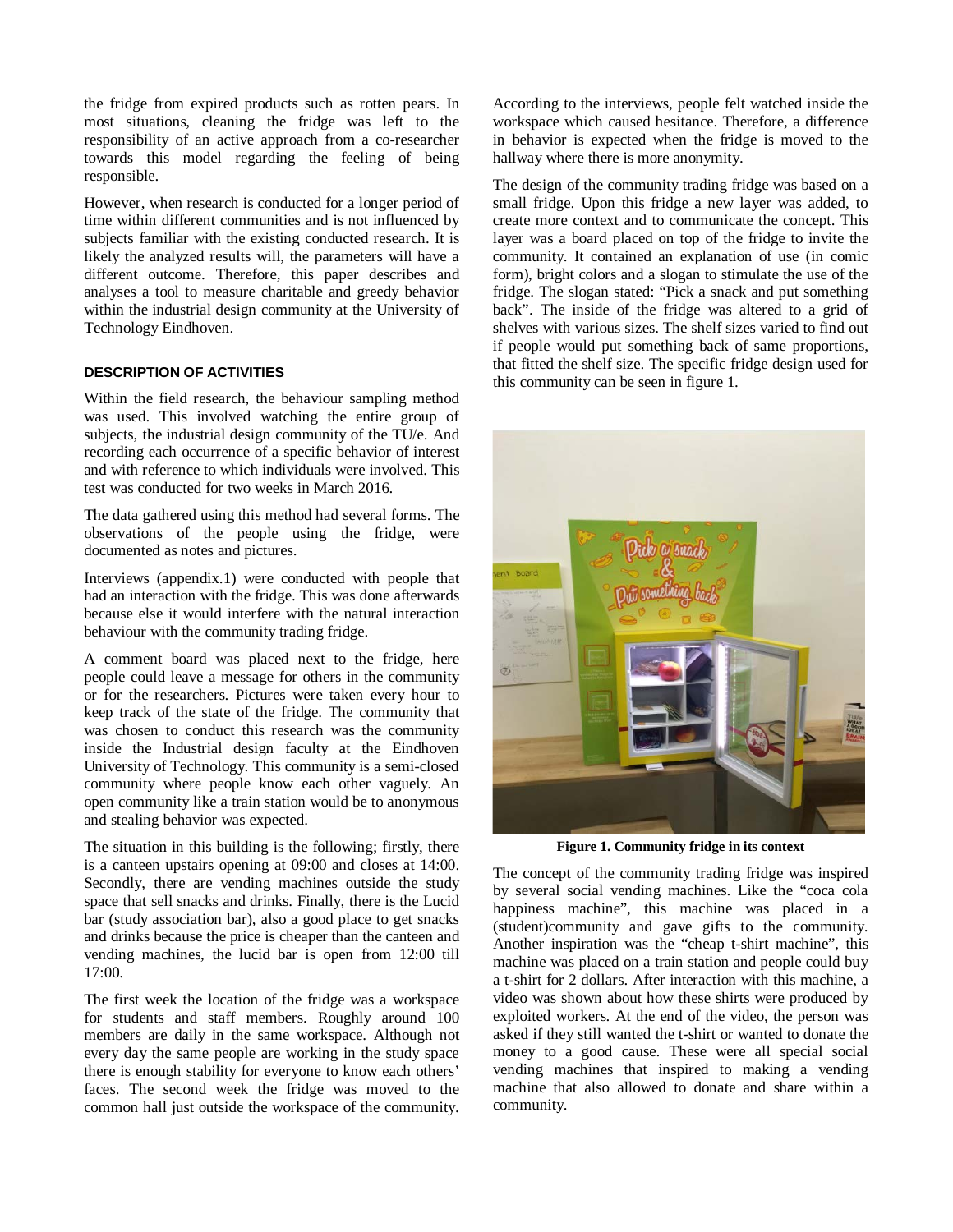the fridge from expired products such as rotten pears. In most situations, cleaning the fridge was left to the responsibility of an active approach from a co-researcher towards this model regarding the feeling of being responsible.

However, when research is conducted for a longer period of time within different communities and is not influenced by subjects familiar with the existing conducted research. It is likely the analyzed results will, the parameters will have a different outcome. Therefore, this paper describes and analyses a tool to measure charitable and greedy behavior within the industrial design community at the University of Technology Eindhoven.

## DESCRIPTION OF ACTIVITIES

Within the field research, the behaviour sampling method was used. This involved watching the entire group of subjects, the industrial design community of the TU/e. And recording each occurrence of a specific behavior of interest and with reference to which individuals were involved. This test was conducted for two weeks in March 2016.

The data gathered using this method had several forms. The observations of the people using the fridge, were documented as notes and pictures.

Interviews (appendix.1) were conducted with people that had an interaction with the fridge. This was done afterwards because else it would interfere with the natural interaction behaviour with the community trading fridge.

A comment board was placed next to the fridge, here people could leave a message for others in the community or for the researchers. Pictures were taken every hour to keep track of the state of the fridge. The community that was chosen to conduct this research was the community inside the Industrial design faculty at the Eindhoven University of Technology. This community is a semi-closed community where people know each other vaguely. An open community like a train station would be to anonymous and stealing behavior was expected.

The situation in this building is the following; firstly, there is a canteen upstairs opening at 09:00 and closes at 14:00. Secondly, there are vending machines outside the study space that sell snacks and drinks. Finally, there is the Lucid bar (study association bar), also a good place to get snacks and drinks because the price is cheaper than the canteen and vending machines, the lucid bar is open from 12:00 till 17:00.

The first week the location of the fridge was a workspace for students and staff members. Roughly around 100 members are daily in the same workspace. Although not every day the same people are working in the study space there is enough stability for everyone to know each others' faces. The second week the fridge was moved to the common hall just outside the workspace of the community. According to the interviews, people felt watched inside the workspace which caused hesitance. Therefore, a difference in behavior is expected when the fridge is moved to the hallway where there is more anonymity.

The design of the community trading fridge was based on a small fridge. Upon this fridge a new layer was added, to create more context and to communicate the concept. This layer was a board placed on top of the fridge to invite the community. It contained an explanation of use (in comic form), bright colors and a slogan to stimulate the use of the fridge. The slogan stated: "Pick a snack and put something back". The inside of the fridge was altered to a grid of shelves with various sizes. The shelf sizes varied to find out if people would put something back of same proportions, that fitted the shelf size. The specific fridge design used for this community can be seen in figure 1.

**Figure 1. Community fridge in its context**

The concept of the community trading fridge was inspired by several social vending machines. Like the "coca cola happiness machine", this machine was placed in a (student)community and gave gifts to the community. Another inspiration was the "cheap t-shirt machine", this machine was placed on a train station and people could buy a t-shirt for 2 dollars. After interaction with this machine, a video was shown about how these shirts were produced by exploited workers. At the end of the video, the person was asked if they still wanted the t-shirt or wanted to donate the money to a good cause. These were all special social vending machines that inspired to making a vending machine that also allowed to donate and share within a community.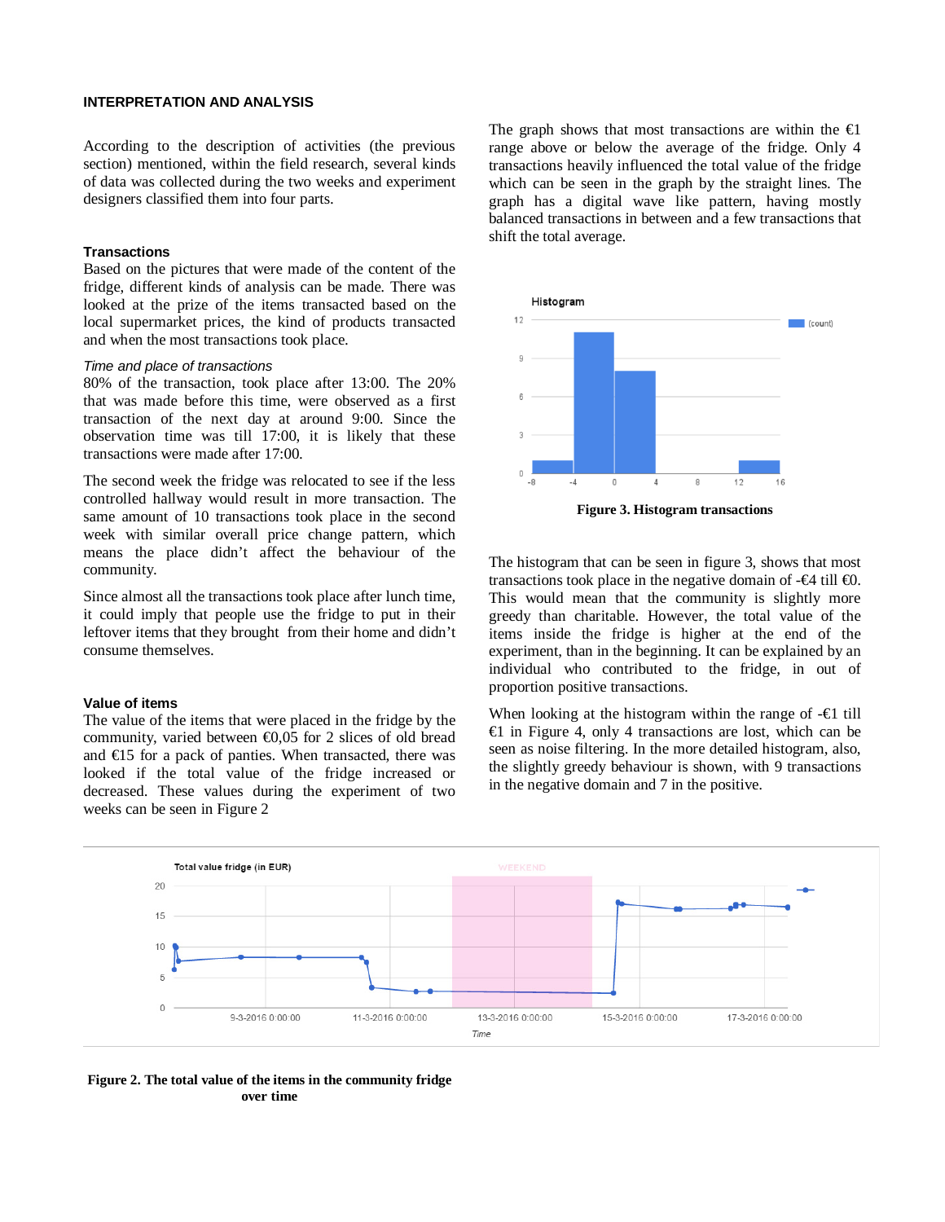## INTERPRETATION AND ANALYSIS

According to the description of activities (the previous section) mentioned, within the field research, several kinds of data was collected during the two weeks and experiment designers classified them into four parts.

### Transactions

Based on the pictures that were made of the content of the fridge, different kinds of analysis can be made. There was looked at the prize of the items transacted based on the local supermarket prices, the kind of products transacted and when the most transactions took place.

*Time and place of transactions*

80% of the transaction, took place after 13:00. The 20% that was made before this time, were observed as a first transaction of the next day at around 9:00. Since the observation time was till 17:00, it is likely that these transactions were made after 17:00.

The second week the fridge was relocated to see if the less controlled hallway would result in more transaction. The same amount of 10 transactions took place in the second week with similar overall price change pattern, which means the place didn't affect the behaviour of the community.

Since almost all the transactions took place after lunch time, it could imply that people use the fridge to put in their leftover items that they brought from their home and didn't consume themselves.

### Value of items

The value of the items that were placed in the fridge by the community, varied between €0,05 for 2 slices of old bread and €15 for a pack of panties. When transacted, there was looked if the total value of the fridge increased or decreased. These values during the experiment of two weeks can be seen in Figure 2

**Figure 2. The total value of the items in the community fridge over time**

The graph shows that most transactions are within the €1 range above or below the average of the fridge. Only 4 transactions heavily influenced the total value of the fridge which can be seen in the graph by the straight lines. The graph has a digital wave like pattern, having mostly balanced transactions in between and a few transactions that shift the total average.

**Figure 3. Histogram transactions**

The histogram that can be seen in figure 3, shows that most transactions took place in the negative domain of -€4 till €0. This would mean that the community is slightly more greedy than charitable. However, the total value of the items inside the fridge is higher at the end of the experiment, than in the beginning. It can be explained by an individual who contributed to the fridge, in out of proportion positive transactions.

When looking at the histogram within the range of -€1 till €1 in Figure 4, only 4 transactions are lost, which can be seen as noise filtering. In the more detailed histogram, also, the slightly greedy behaviour is shown, with 9 transactions in the negative domain and 7 in the positive.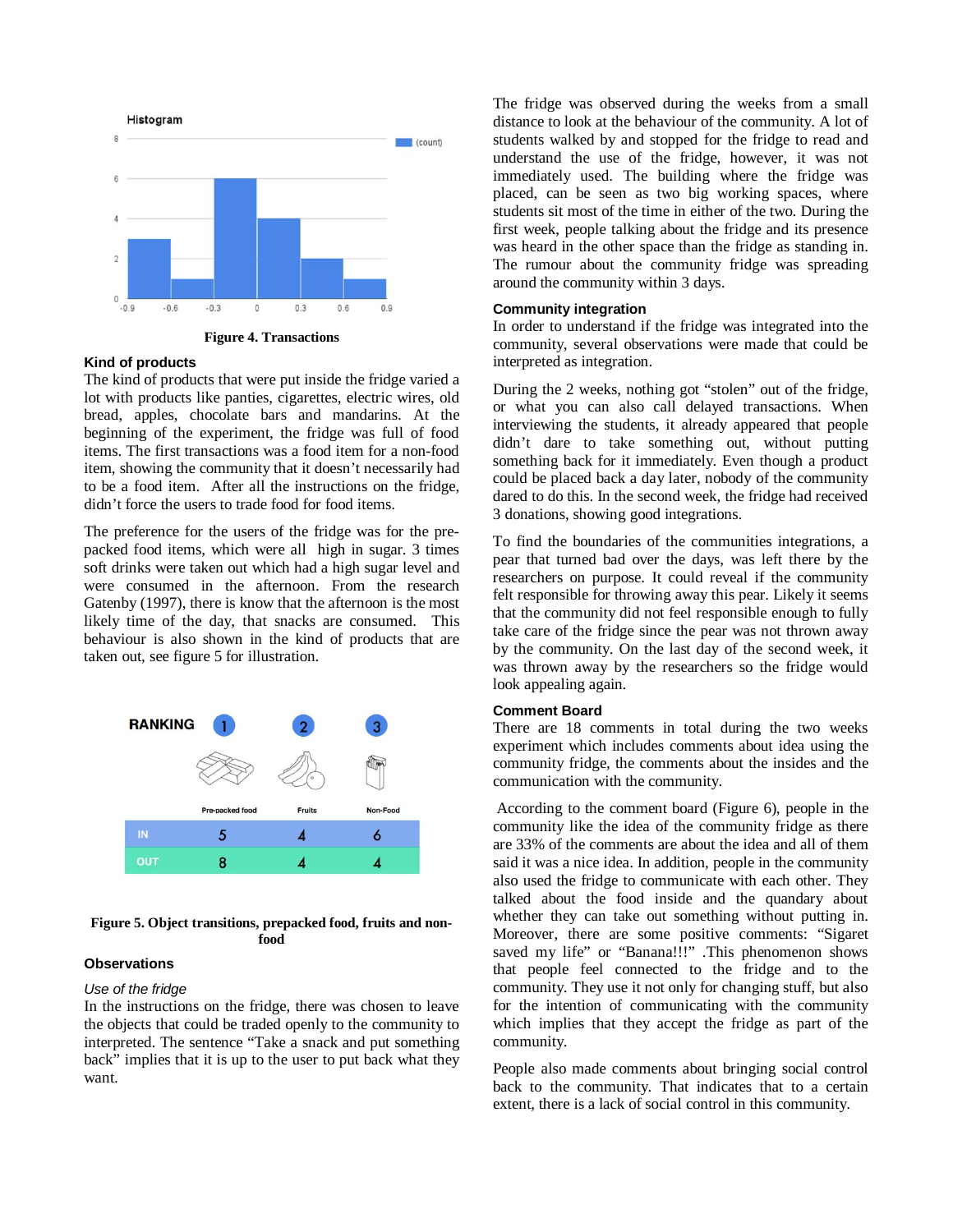Figure 4. Transactions

### Kind of products

The kind of products that were put inside the fridge varied a lot with products like panties, cigarettes, electric wires, old bread, apples, chocolate bars and mandarins. At the beginning of the experiment, the fridge was full of food items. The first transactions was a food item for a non-food item, showing the community that it doesn't necessarily had to be a food item. After all the instructions on the fridge, didn't force the users to trade food for food items.

The preference for the users of the fridge was for the pre-packed food items, which were all high in sugar. 3 times soft drinks were taken out which had a high sugar level and were consumed in the afternoon. From the research Gatenby (1997), there is know that the afternoon is the most likely time of the day, that snacks are consumed. This behaviour is also shown in the kind of products that are taken out, see figure 5 for illustration.

| RANKING | 1 Pre-packed food | 2 Fruits | 3 Non-Food |
|---|---|---|---|
| IN | 5 | 4 | 6 |
| OUT | 8 | 4 | 4 |

**Figure 5. Object transitions, prepacked food, fruits and non-food**

### Observations

*Use of the fridge*

In the instructions on the fridge, there was chosen to leave the objects that could be traded openly to the community to interpreted. The sentence "Take a snack and put something back" implies that it is up to the user to put back what they want.

The fridge was observed during the weeks from a small distance to look at the behaviour of the community. A lot of students walked by and stopped for the fridge to read and understand the use of the fridge, however, it was not immediately used. The building where the fridge was placed, can be seen as two big working spaces, where students sit most of the time in either of the two. During the first week, people talking about the fridge and its presence was heard in the other space than the fridge as standing in. The rumour about the community fridge was spreading around the community within 3 days.

### Community integration

In order to understand if the fridge was integrated into the community, several observations were made that could be interpreted as integration.

During the 2 weeks, nothing got "stolen" out of the fridge, or what you can also call delayed transactions. When interviewing the students, it already appeared that people didn't dare to take something out, without putting something back for it immediately. Even though a product could be placed back a day later, nobody of the community dared to do this. In the second week, the fridge had received 3 donations, showing good integrations.

To find the boundaries of the communities integrations, a pear that turned bad over the days, was left there by the researchers on purpose. It could reveal if the community felt responsible for throwing away this pear. Likely it seems that the community did not feel responsible enough to fully take care of the fridge since the pear was not thrown away by the community. On the last day of the second week, it was thrown away by the researchers so the fridge would look appealing again.

### Comment Board

There are 18 comments in total during the two weeks experiment which includes comments about idea using the community fridge, the comments about the insides and the communication with the community.

According to the comment board (Figure 6), people in the community like the idea of the community fridge as there are 33% of the comments are about the idea and all of them said it was a nice idea. In addition, people in the community also used the fridge to communicate with each other. They talked about the food inside and the quandary about whether they can take out something without putting in. Moreover, there are some positive comments: "Sigaret saved my life" or "Banana!!!" .This phenomenon shows that people feel connected to the fridge and to the community. They use it not only for changing stuff, but also for the intention of communicating with the community which implies that they accept the fridge as part of the community.

People also made comments about bringing social control back to the community. That indicates that to a certain extent, there is a lack of social control in this community.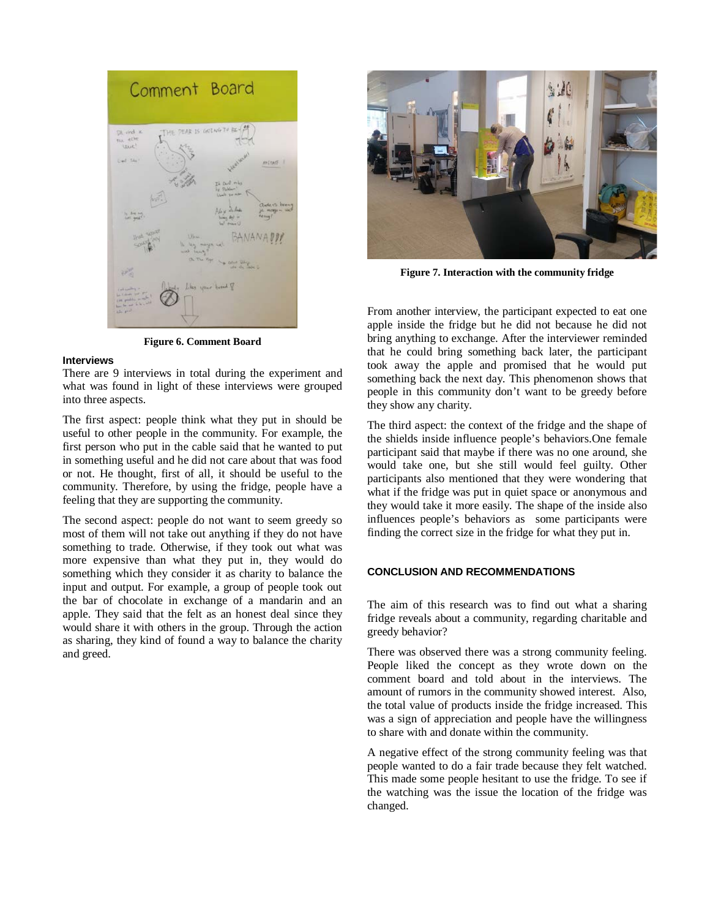Figure 6. Comment Board

### Interviews

There are 9 interviews in total during the experiment and what was found in light of these interviews were grouped into three aspects.

The first aspect: people think what they put in should be useful to other people in the community. For example, the first person who put in the cable said that he wanted to put in something useful and he did not care about that was food or not. He thought, first of all, it should be useful to the community. Therefore, by using the fridge, people have a feeling that they are supporting the community.

The second aspect: people do not want to seem greedy so most of them will not take out anything if they do not have something to trade. Otherwise, if they took out what was more expensive than what they put in, they would do something which they consider it as charity to balance the input and output. For example, a group of people took out the bar of chocolate in exchange of a mandarin and an apple. They said that the felt as an honest deal since they would share it with others in the group. Through the action as sharing, they kind of found a way to balance the charity and greed.

Figure 7. Interaction with the community fridge

From another interview, the participant expected to eat one apple inside the fridge but he did not because he did not bring anything to exchange. After the interviewer reminded that he could bring something back later, the participant took away the apple and promised that he would put something back the next day. This phenomenon shows that people in this community don't want to be greedy before they show any charity.

The third aspect: the context of the fridge and the shape of the shields inside influence people's behaviors.One female participant said that maybe if there was no one around, she would take one, but she still would feel guilty. Other participants also mentioned that they were wondering that what if the fridge was put in quiet space or anonymous and they would take it more easily. The shape of the inside also influences people's behaviors as some participants were finding the correct size in the fridge for what they put in.

## CONCLUSION AND RECOMMENDATIONS

The aim of this research was to find out what a sharing fridge reveals about a community, regarding charitable and greedy behavior?

There was observed there was a strong community feeling. People liked the concept as they wrote down on the comment board and told about in the interviews. The amount of rumors in the community showed interest. Also, the total value of products inside the fridge increased. This was a sign of appreciation and people have the willingness to share with and donate within the community.

A negative effect of the strong community feeling was that people wanted to do a fair trade because they felt watched. This made some people hesitant to use the fridge. To see if the watching was the issue the location of the fridge was changed.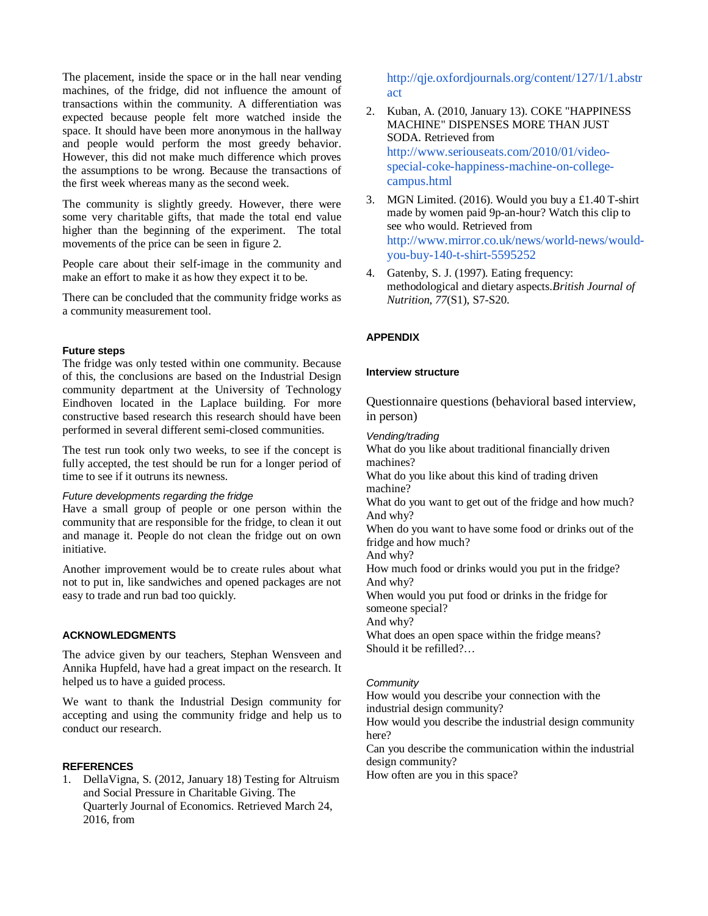The placement, inside the space or in the hall near vending machines, of the fridge, did not influence the amount of transactions within the community. A differentiation was expected because people felt more watched inside the space. It should have been more anonymous in the hallway and people would perform the most greedy behavior. However, this did not make much difference which proves the assumptions to be wrong. Because the transactions of the first week whereas many as the second week.

The community is slightly greedy. However, there were some very charitable gifts, that made the total end value higher than the beginning of the experiment. The total movements of the price can be seen in figure 2.

People care about their self-image in the community and make an effort to make it as how they expect it to be.

There can be concluded that the community fridge works as a community measurement tool.

### Future steps

The fridge was only tested within one community. Because of this, the conclusions are based on the Industrial Design community department at the University of Technology Eindhoven located in the Laplace building. For more constructive based research this research should have been performed in several different semi-closed communities.

The test run took only two weeks, to see if the concept is fully accepted, the test should be run for a longer period of time to see if it outruns its newness.

*Future developments regarding the fridge*

Have a small group of people or one person within the community that are responsible for the fridge, to clean it out and manage it. People do not clean the fridge out on own initiative.

Another improvement would be to create rules about what not to put in, like sandwiches and opened packages are not easy to trade and run bad too quickly.

## ACKNOWLEDGMENTS

The advice given by our teachers, Stephan Wensveen and Annika Hupfeld, have had a great impact on the research. It helped us to have a guided process.

We want to thank the Industrial Design community for accepting and using the community fridge and help us to conduct our research.

## REFERENCES

1. DellaVigna, S. (2012, January 18) Testing for Altruism and Social Pressure in Charitable Giving. The Quarterly Journal of Economics. Retrieved March 24, 2016, from http://qje.oxfordjournals.org/content/127/1/1.abstract
2. Kuban, A. (2010, January 13). COKE "HAPPINESS MACHINE" DISPENSES MORE THAN JUST SODA. Retrieved from http://www.seriouseats.com/2010/01/video-special-coke-happiness-machine-on-college-campus.html
3. MGN Limited. (2016). Would you buy a £1.40 T-shirt made by women paid 9p-an-hour? Watch this clip to see who would. Retrieved from http://www.mirror.co.uk/news/world-news/would-you-buy-140-t-shirt-5595252
4. Gatenby, S. J. (1997). Eating frequency: methodological and dietary aspects.*British Journal of Nutrition*, *77*(S1), S7-S20.

## APPENDIX

### Interview structure

Questionnaire questions (behavioral based interview, in person)

*Vending/trading*

What do you like about traditional financially driven machines?
What do you like about this kind of trading driven machine?
What do you want to get out of the fridge and how much?
And why?
When do you want to have some food or drinks out of the fridge and how much?
And why?
How much food or drinks would you put in the fridge?
And why?
When would you put food or drinks in the fridge for someone special?
And why?
What does an open space within the fridge means?
Should it be refilled?…

*Community*

How would you describe your connection with the industrial design community?
How would you describe the industrial design community here?
Can you describe the communication within the industrial design community?
How often are you in this space?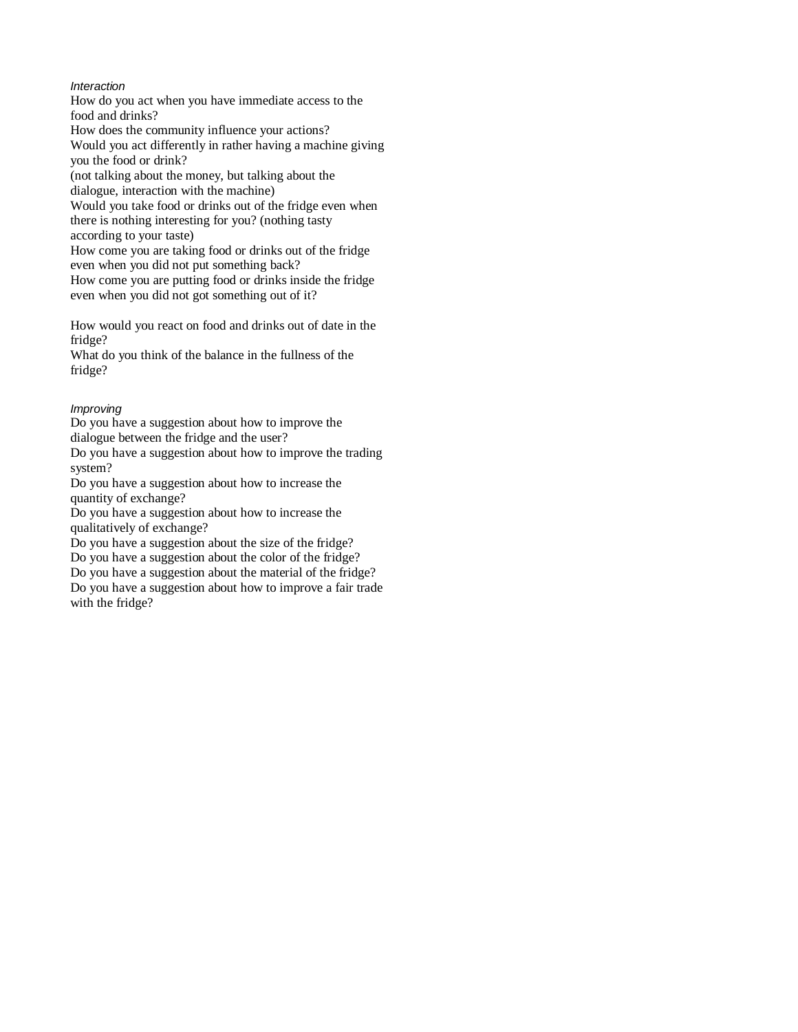*Interaction*

How do you act when you have immediate access to the food and drinks?
How does the community influence your actions?
Would you act differently in rather having a machine giving you the food or drink?
(not talking about the money, but talking about the dialogue, interaction with the machine)
Would you take food or drinks out of the fridge even when there is nothing interesting for you? (nothing tasty according to your taste)
How come you are taking food or drinks out of the fridge even when you did not put something back?
How come you are putting food or drinks inside the fridge even when you did not got something out of it?

How would you react on food and drinks out of date in the fridge?
What do you think of the balance in the fullness of the fridge?

*Improving*

Do you have a suggestion about how to improve the dialogue between the fridge and the user?
Do you have a suggestion about how to improve the trading system?
Do you have a suggestion about how to increase the quantity of exchange?
Do you have a suggestion about how to increase the qualitatively of exchange?
Do you have a suggestion about the size of the fridge?
Do you have a suggestion about the color of the fridge?
Do you have a suggestion about the material of the fridge?
Do you have a suggestion about how to improve a fair trade with the fridge?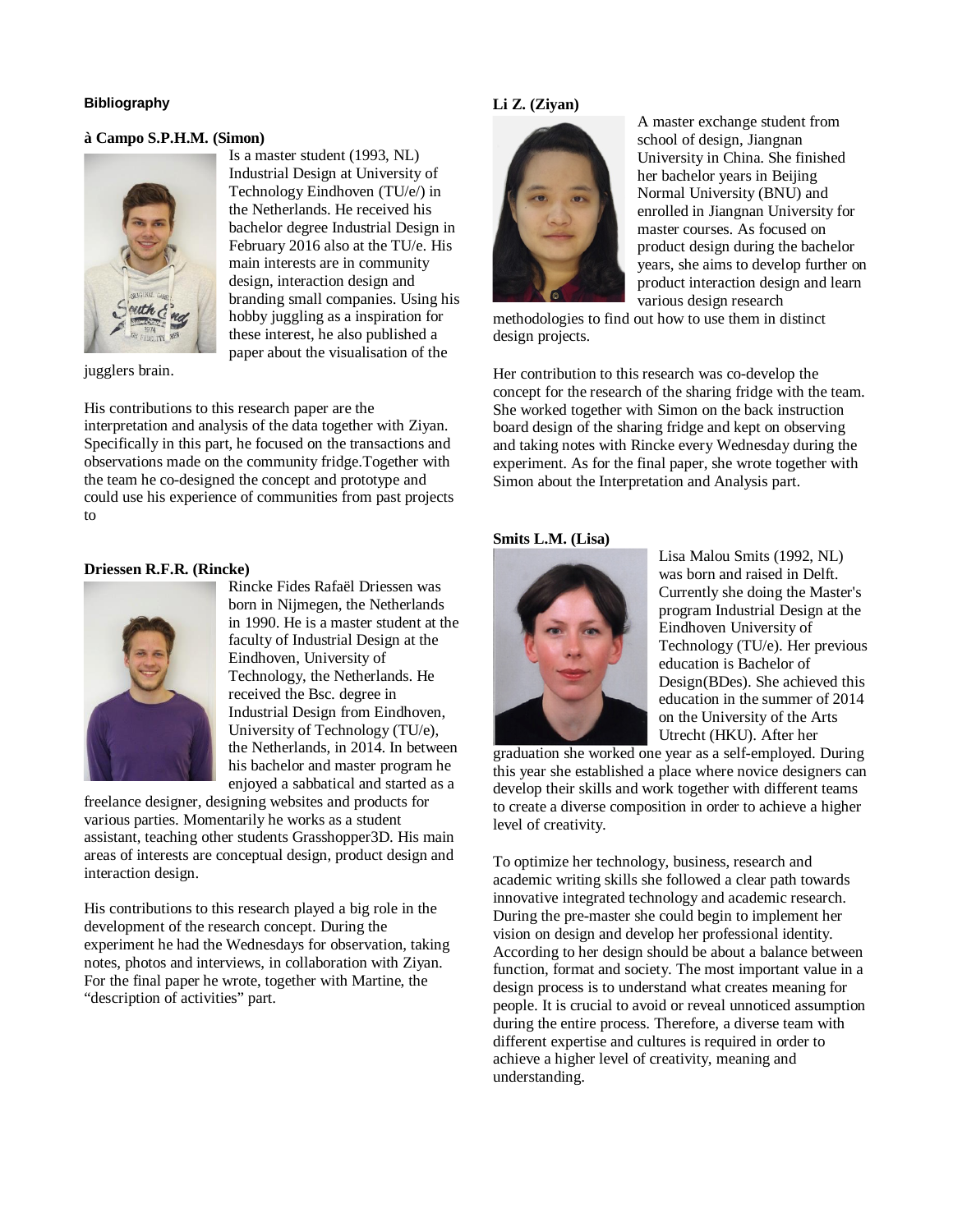### Bibliography

**à Campo S.P.H.M. (Simon)**

Is a master student (1993, NL) Industrial Design at University of Technology Eindhoven (TU/e/) in the Netherlands. He received his bachelor degree Industrial Design in February 2016 also at the TU/e. His main interests are in community design, interaction design and branding small companies. Using his hobby juggling as a inspiration for these interest, he also published a paper about the visualisation of the jugglers brain.

His contributions to this research paper are the interpretation and analysis of the data together with Ziyan. Specifically in this part, he focused on the transactions and observations made on the community fridge.Together with the team he co-designed the concept and prototype and could use his experience of communities from past projects to

**Driessen R.F.R. (Rincke)**

Rincke Fides Rafaël Driessen was born in Nijmegen, the Netherlands in 1990. He is a master student at the faculty of Industrial Design at the Eindhoven, University of Technology, the Netherlands. He received the Bsc. degree in Industrial Design from Eindhoven, University of Technology (TU/e), the Netherlands, in 2014. In between his bachelor and master program he enjoyed a sabbatical and started as a freelance designer, designing websites and products for various parties. Momentarily he works as a student assistant, teaching other students Grasshopper3D. His main areas of interests are conceptual design, product design and interaction design.

His contributions to this research played a big role in the development of the research concept. During the experiment he had the Wednesdays for observation, taking notes, photos and interviews, in collaboration with Ziyan. For the final paper he wrote, together with Martine, the "description of activities" part.

**Li Z. (Ziyan)**

A master exchange student from school of design, Jiangnan University in China. She finished her bachelor years in Beijing Normal University (BNU) and enrolled in Jiangnan University for master courses. As focused on product design during the bachelor years, she aims to develop further on product interaction design and learn various design research methodologies to find out how to use them in distinct design projects.

Her contribution to this research was co-develop the concept for the research of the sharing fridge with the team. She worked together with Simon on the back instruction board design of the sharing fridge and kept on observing and taking notes with Rincke every Wednesday during the experiment. As for the final paper, she wrote together with Simon about the Interpretation and Analysis part.

**Smits L.M. (Lisa)**

Lisa Malou Smits (1992, NL) was born and raised in Delft. Currently she doing the Master's program Industrial Design at the Eindhoven University of Technology (TU/e). Her previous education is Bachelor of Design(BDes). She achieved this education in the summer of 2014 on the University of the Arts Utrecht (HKU). After her graduation she worked one year as a self-employed. During this year she established a place where novice designers can develop their skills and work together with different teams to create a diverse composition in order to achieve a higher level of creativity.

To optimize her technology, business, research and academic writing skills she followed a clear path towards innovative integrated technology and academic research. During the pre-master she could begin to implement her vision on design and develop her professional identity. According to her design should be about a balance between function, format and society. The most important value in a design process is to understand what creates meaning for people. It is crucial to avoid or reveal unnoticed assumption during the entire process. Therefore, a diverse team with different expertise and cultures is required in order to achieve a higher level of creativity, meaning and understanding.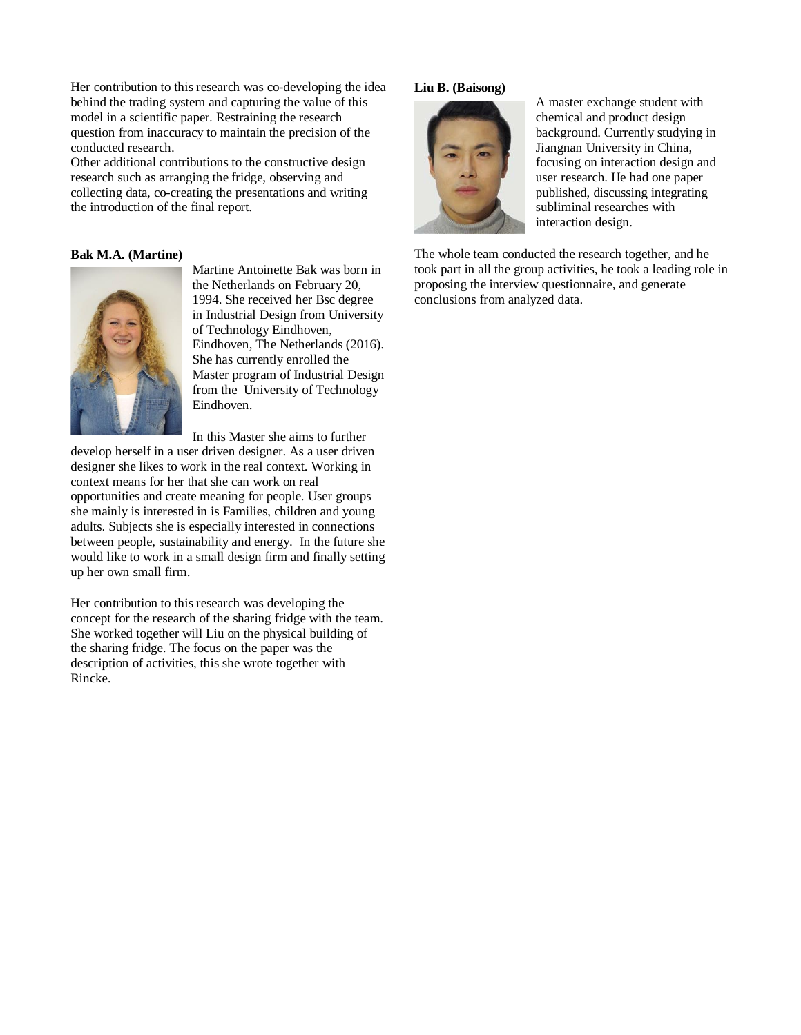Her contribution to this research was co-developing the idea behind the trading system and capturing the value of this model in a scientific paper. Restraining the research question from inaccuracy to maintain the precision of the conducted research.
Other additional contributions to the constructive design research such as arranging the fridge, observing and collecting data, co-creating the presentations and writing the introduction of the final report.

**Bak M.A. (Martine)**

Martine Antoinette Bak was born in the Netherlands on February 20, 1994. She received her Bsc degree in Industrial Design from University of Technology Eindhoven, Eindhoven, The Netherlands (2016). She has currently enrolled the Master program of Industrial Design from the University of Technology Eindhoven.

In this Master she aims to further develop herself in a user driven designer. As a user driven designer she likes to work in the real context. Working in context means for her that she can work on real opportunities and create meaning for people. User groups she mainly is interested in is Families, children and young adults. Subjects she is especially interested in connections between people, sustainability and energy. In the future she would like to work in a small design firm and finally setting up her own small firm.

Her contribution to this research was developing the concept for the research of the sharing fridge with the team. She worked together will Liu on the physical building of the sharing fridge. The focus on the paper was the description of activities, this she wrote together with Rincke.

**Liu B. (Baisong)**

A master exchange student with chemical and product design background. Currently studying in Jiangnan University in China, focusing on interaction design and user research. He had one paper published, discussing integrating subliminal researches with interaction design.

The whole team conducted the research together, and he took part in all the group activities, he took a leading role in proposing the interview questionnaire, and generate conclusions from analyzed data.